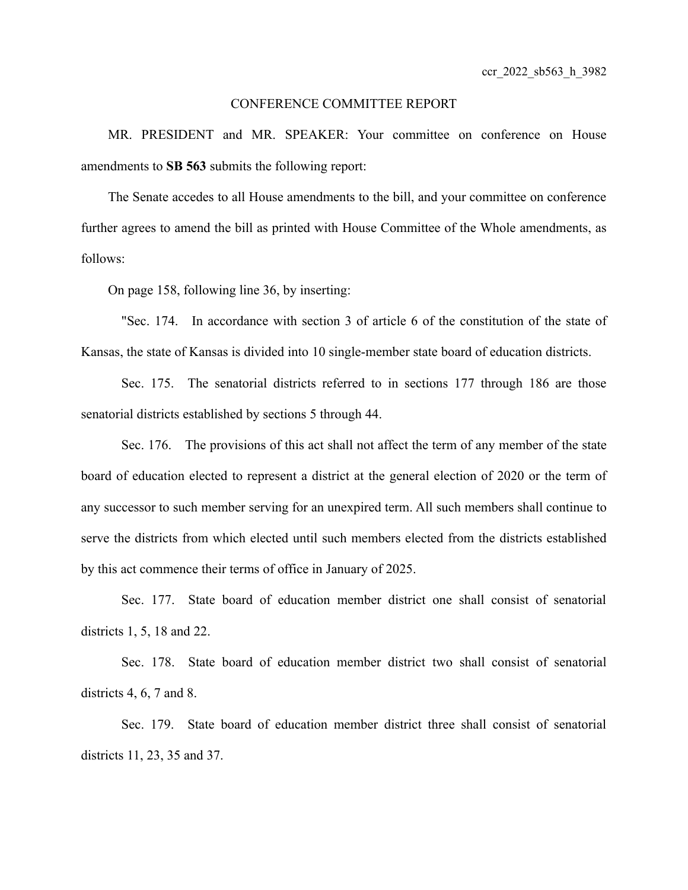ccr_2022_sb563_h_3982

CONFERENCE COMMITTEE REPORT

MR. PRESIDENT and MR. SPEAKER: Your committee on conference on House amendments to **SB 563** submits the following report:

The Senate accedes to all House amendments to the bill, and your committee on conference further agrees to amend the bill as printed with House Committee of the Whole amendments, as follows:

On page 158, following line 36, by inserting:

"Sec. 174. In accordance with section 3 of article 6 of the constitution of the state of Kansas, the state of Kansas is divided into 10 single-member state board of education districts.

Sec. 175. The senatorial districts referred to in sections 177 through 186 are those senatorial districts established by sections 5 through 44.

Sec. 176. The provisions of this act shall not affect the term of any member of the state board of education elected to represent a district at the general election of 2020 or the term of any successor to such member serving for an unexpired term. All such members shall continue to serve the districts from which elected until such members elected from the districts established by this act commence their terms of office in January of 2025.

Sec. 177. State board of education member district one shall consist of senatorial districts 1, 5, 18 and 22.

Sec. 178. State board of education member district two shall consist of senatorial districts 4, 6, 7 and 8.

Sec. 179. State board of education member district three shall consist of senatorial districts 11, 23, 35 and 37.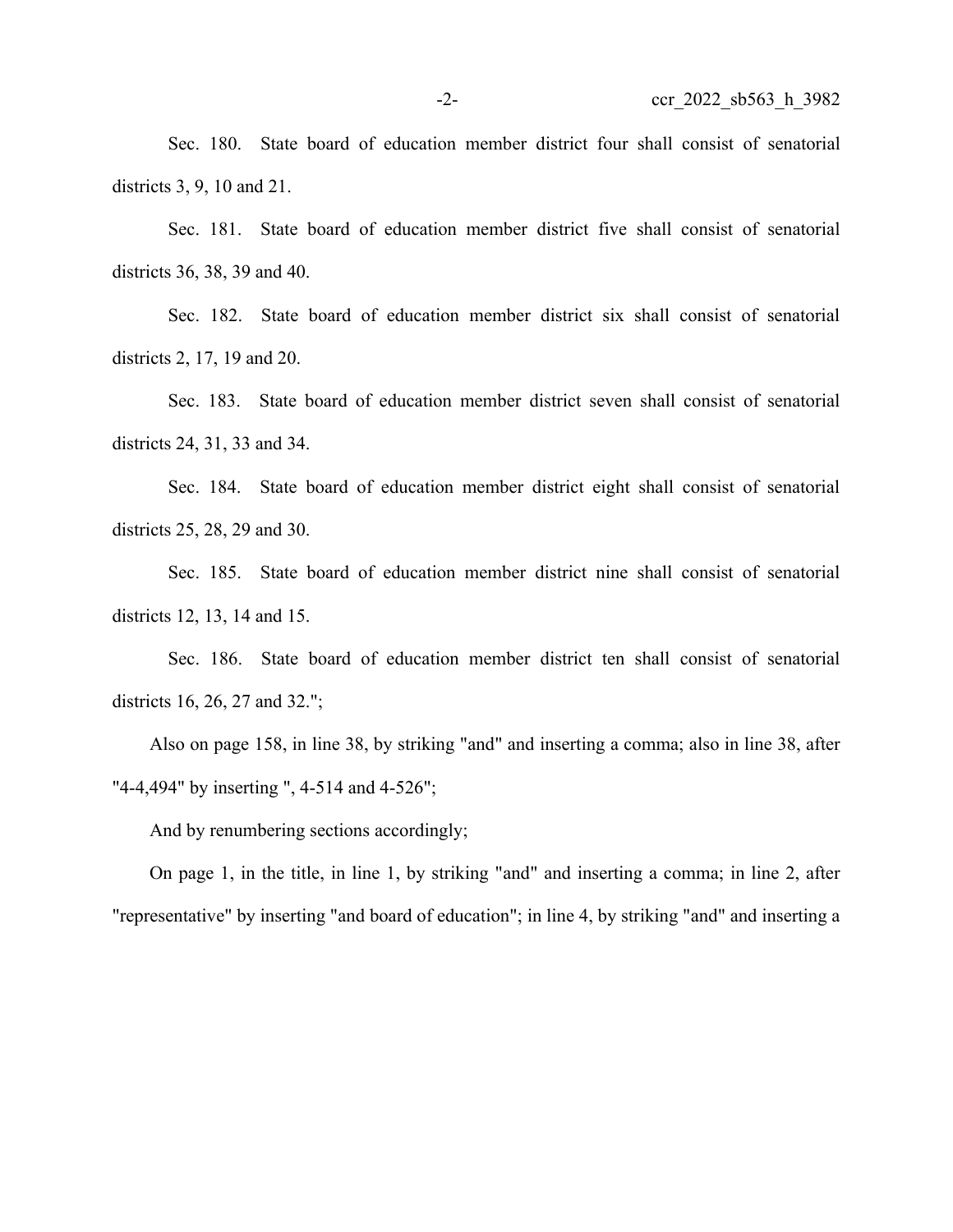Sec. 180. State board of education member district four shall consist of senatorial districts 3, 9, 10 and 21.

Sec. 181. State board of education member district five shall consist of senatorial districts 36, 38, 39 and 40.

Sec. 182. State board of education member district six shall consist of senatorial districts 2, 17, 19 and 20.

Sec. 183. State board of education member district seven shall consist of senatorial districts 24, 31, 33 and 34.

Sec. 184. State board of education member district eight shall consist of senatorial districts 25, 28, 29 and 30.

Sec. 185. State board of education member district nine shall consist of senatorial districts 12, 13, 14 and 15.

Sec. 186. State board of education member district ten shall consist of senatorial districts 16, 26, 27 and 32.";

Also on page 158, in line 38, by striking "and" and inserting a comma; also in line 38, after "4-4,494" by inserting ", 4-514 and 4-526";

And by renumbering sections accordingly;

On page 1, in the title, in line 1, by striking "and" and inserting a comma; in line 2, after "representative" by inserting "and board of education"; in line 4, by striking "and" and inserting a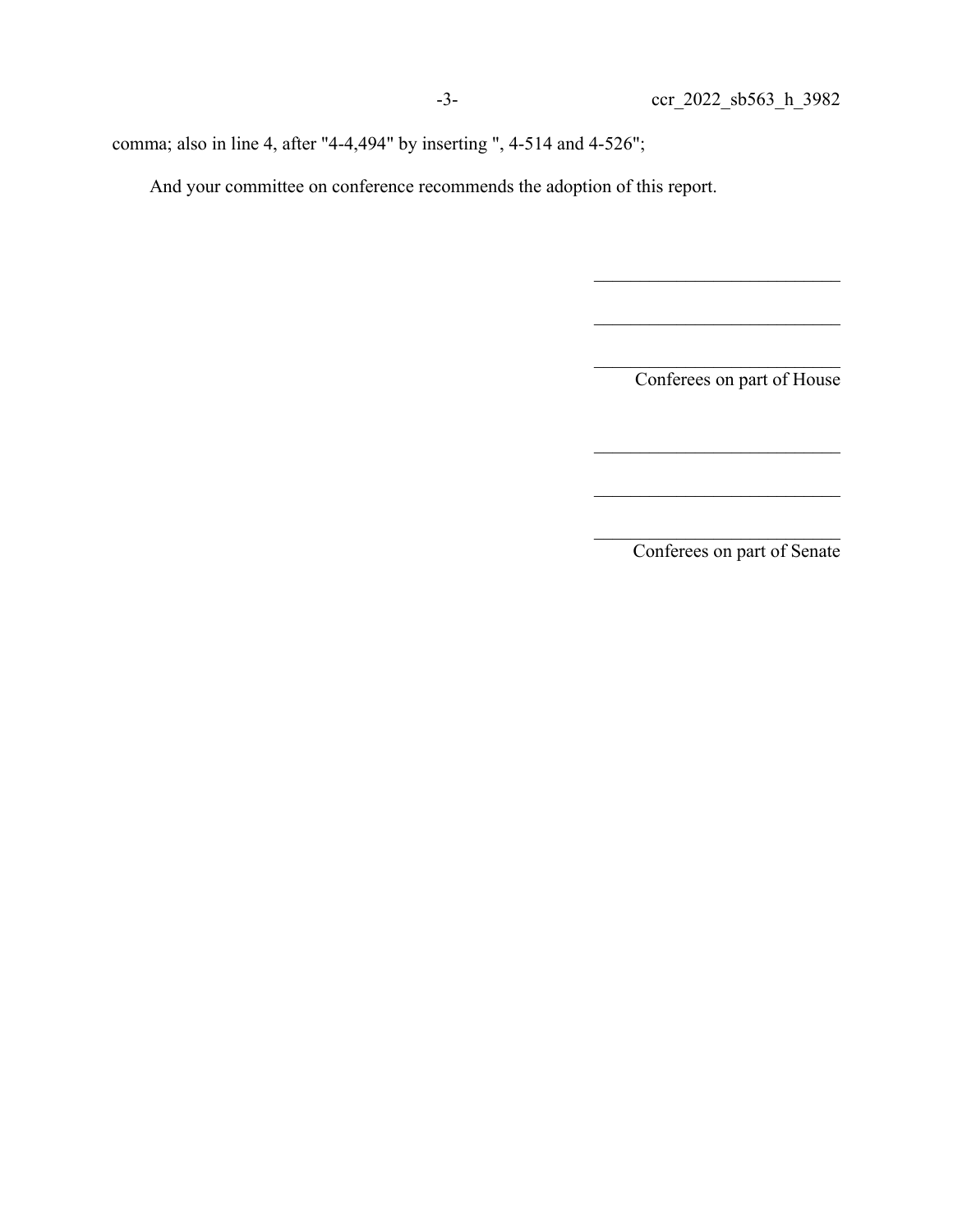comma; also in line 4, after "4-4,494" by inserting ", 4-514 and 4-526";

And your committee on conference recommends the adoption of this report.

\_\_\_\_\_\_\_\_\_\_\_\_\_\_\_\_\_\_\_\_\_\_\_\_\_\_\_

\_\_\_\_\_\_\_\_\_\_\_\_\_\_\_\_\_\_\_\_\_\_\_\_\_\_\_

\_\_\_\_\_\_\_\_\_\_\_\_\_\_\_\_\_\_\_\_\_\_\_\_\_\_\_

Conferees on part of House

\_\_\_\_\_\_\_\_\_\_\_\_\_\_\_\_\_\_\_\_\_\_\_\_\_\_\_

\_\_\_\_\_\_\_\_\_\_\_\_\_\_\_\_\_\_\_\_\_\_\_\_\_\_\_

\_\_\_\_\_\_\_\_\_\_\_\_\_\_\_\_\_\_\_\_\_\_\_\_\_\_\_

Conferees on part of Senate